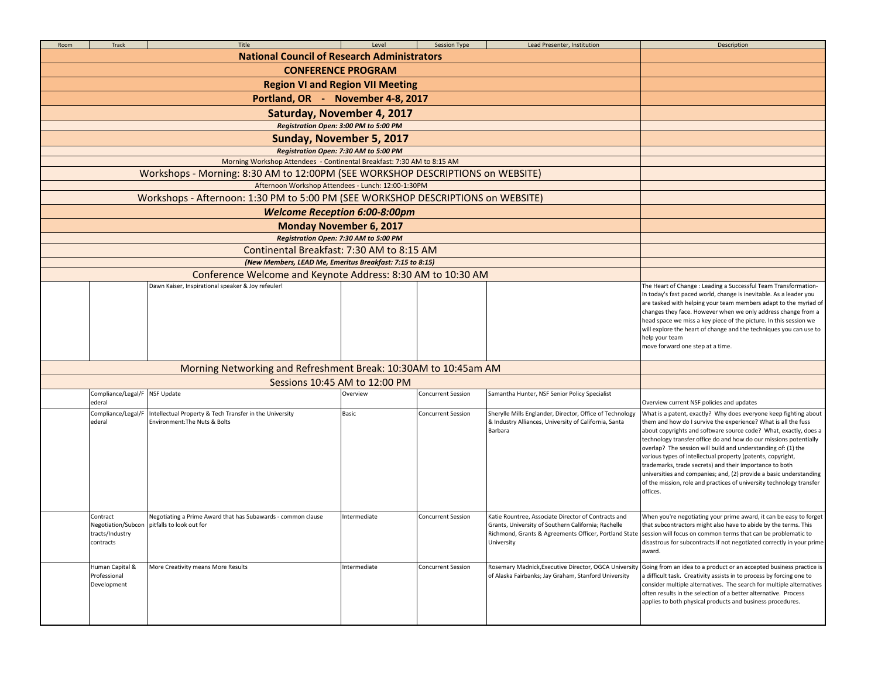| Room | Track | Title | Level | Session Type | Lead Presenter, Institution | Description |
|---|---|---|---|---|---|---|
| | | **National Council of Research Administrators** | | | | |
| | | **CONFERENCE PROGRAM** | | | | |
| | | **Region VI and Region VII Meeting** | | | | |
| | | **Portland, OR - November 4-8, 2017** | | | | |
| | | **Saturday, November 4, 2017** | | | | |
| | | ***Registration Open: 3:00 PM to 5:00 PM*** | | | | |
| | | **Sunday, November 5, 2017** | | | | |
| | | ***Registration Open: 7:30 AM to 5:00 PM*** | | | | |
| | | Morning Workshop Attendees - Continental Breakfast: 7:30 AM to 8:15 AM | | | | |
| | | Workshops - Morning: 8:30 AM to 12:00PM (SEE WORKSHOP DESCRIPTIONS on WEBSITE) | | | | |
| | | Afternoon Workshop Attendees - Lunch: 12:00-1:30PM | | | | |
| | | Workshops - Afternoon: 1:30 PM to 5:00 PM (SEE WORKSHOP DESCRIPTIONS on WEBSITE) | | | | |
| | | ***Welcome Reception 6:00-8:00pm*** | | | | |
| | | **Monday November 6, 2017** | | | | |
| | | ***Registration Open: 7:30 AM to 5:00 PM*** | | | | |
| | | Continental Breakfast: 7:30 AM to 8:15 AM | | | | |
| | | ***(New Members, LEAD Me, Emeritus Breakfast: 7:15 to 8:15)*** | | | | |
| | | Conference Welcome and Keynote Address: 8:30 AM to 10:30 AM | | | | |
| | | Dawn Kaiser, Inspirational speaker & Joy refeuler! | | | | The Heart of Change : Leading a Successful Team Transformation- In today's fast paced world, change is inevitable. As a leader you are tasked with helping your team members adapt to the myriad of changes they face. However when we only address change from a head space we miss a key piece of the picture. In this session we will explore the heart of change and the techniques you can use to help your team move forward one step at a time. |
| | | Morning Networking and Refreshment Break: 10:30AM to 10:45am AM | | | | |
| | | Sessions 10:45 AM to 12:00 PM | | | | |
| | Compliance/Legal/Federal | NSF Update | Overview | Concurrent Session | Samantha Hunter, NSF Senior Policy Specialist | Overview current NSF policies and updates |
| | Compliance/Legal/Federal | Intellectual Property & Tech Transfer in the University Environment:The Nuts & Bolts | Basic | Concurrent Session | Sherylle Mills Englander, Director, Office of Technology & Industry Alliances, University of California, Santa Barbara | What is a patent, exactly? Why does everyone keep fighting about them and how do I survive the experience? What is all the fuss about copyrights and software source code? What, exactly, does a technology transfer office do and how do our missions potentially overlap? The session will build and understanding of: (1) the various types of intellectual property (patents, copyright, trademarks, trade secrets) and their importance to both universities and companies; and, (2) provide a basic understanding of the mission, role and practices of university technology transfer offices. |
| | Contract Negotiation/Subcontracts/Industry contracts | Negotiating a Prime Award that has Subawards - common clause pitfalls to look out for | Intermediate | Concurrent Session | Katie Rountree, Associate Director of Contracts and Grants, University of Southern California; Rachelle Richmond, Grants & Agreements Officer, Portland State University | When you're negotiating your prime award, it can be easy to forget that subcontractors might also have to abide by the terms. This session will focus on common terms that can be problematic to disastrous for subcontracts if not negotiated correctly in your prime award. |
| | Human Capital & Professional Development | More Creativity means More Results | Intermediate | Concurrent Session | Rosemary Madnick,Executive Director, OGCA University of Alaska Fairbanks; Jay Graham, Stanford University | Going from an idea to a product or an accepted business practice is a difficult task. Creativity assists in to process by forcing one to consider multiple alternatives. The search for multiple alternatives often results in the selection of a better alternative. Process applies to both physical products and business procedures. |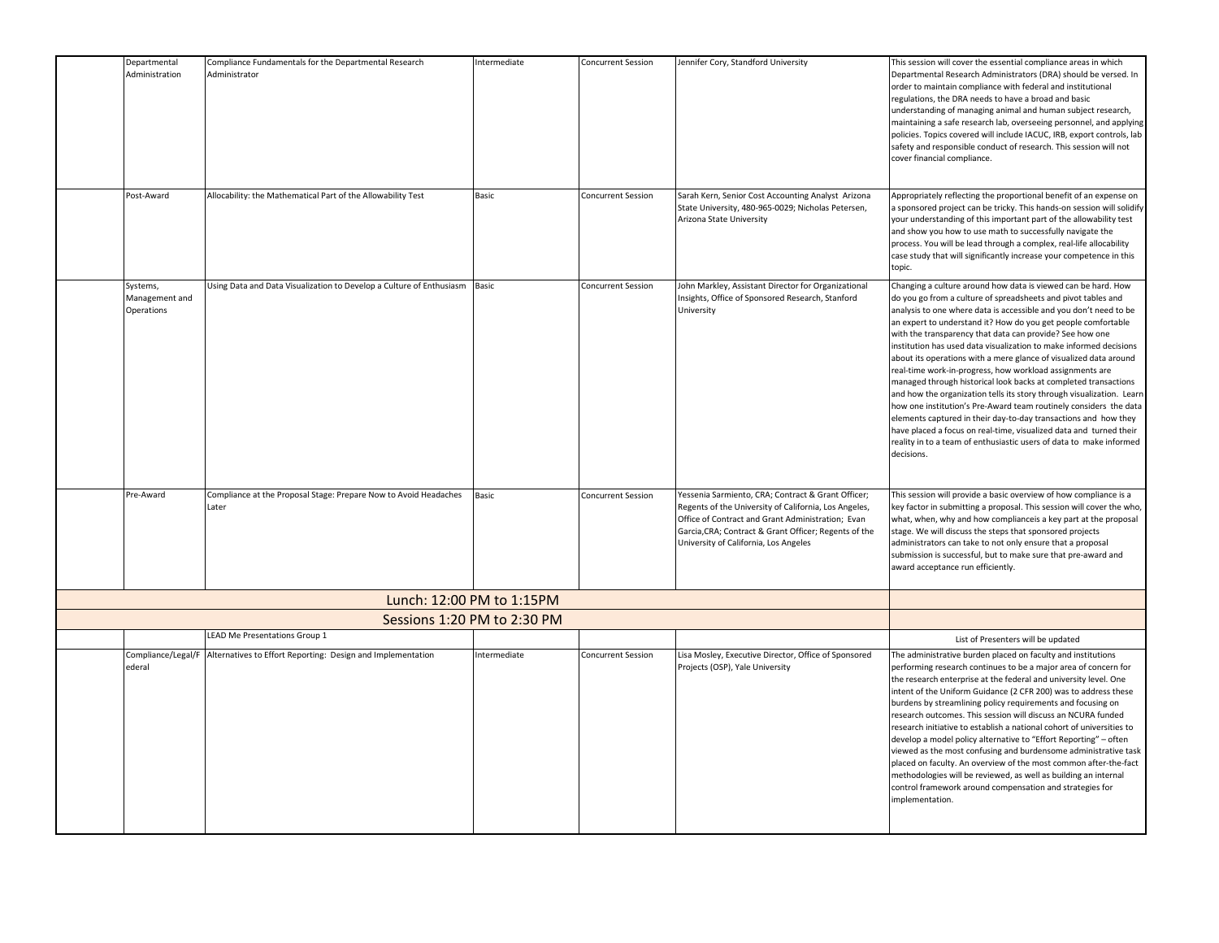| | | | | | | |
|---|---|---|---|---|---|---|
| | Departmental Administration | Compliance Fundamentals for the Departmental Research Administrator | Intermediate | Concurrent Session | Jennifer Cory, Standford University | This session will cover the essential compliance areas in which Departmental Research Administrators (DRA) should be versed. In order to maintain compliance with federal and institutional regulations, the DRA needs to have a broad and basic understanding of managing animal and human subject research, maintaining a safe research lab, overseeing personnel, and applying policies. Topics covered will include IACUC, IRB, export controls, lab safety and responsible conduct of research. This session will not cover financial compliance. |
| | Post-Award | Allocability: the Mathematical Part of the Allowability Test | Basic | Concurrent Session | Sarah Kern, Senior Cost Accounting Analyst Arizona State University, 480-965-0029; Nicholas Petersen, Arizona State University | Appropriately reflecting the proportional benefit of an expense on a sponsored project can be tricky. This hands-on session will solidify your understanding of this important part of the allowability test and show you how to use math to successfully navigate the process. You will be lead through a complex, real-life allocability case study that will significantly increase your competence in this topic. |
| | Systems, Management and Operations | Using Data and Data Visualization to Develop a Culture of Enthusiasm | Basic | Concurrent Session | John Markley, Assistant Director for Organizational Insights, Office of Sponsored Research, Stanford University | Changing a culture around how data is viewed can be hard. How do you go from a culture of spreadsheets and pivot tables and analysis to one where data is accessible and you don't need to be an expert to understand it? How do you get people comfortable with the transparency that data can provide? See how one institution has used data visualization to make informed decisions about its operations with a mere glance of visualized data around real-time work-in-progress, how workload assignments are managed through historical look backs at completed transactions and how the organization tells its story through visualization. Learn how one institution's Pre-Award team routinely considers the data elements captured in their day-to-day transactions and how they have placed a focus on real-time, visualized data and turned their reality in to a team of enthusiastic users of data to make informed decisions. |
| | Pre-Award | Compliance at the Proposal Stage: Prepare Now to Avoid Headaches Later | Basic | Concurrent Session | Yessenia Sarmiento, CRA; Contract & Grant Officer; Regents of the University of California, Los Angeles, Office of Contract and Grant Administration; Evan Garcia,CRA; Contract & Grant Officer; Regents of the University of California, Los Angeles | This session will provide a basic overview of how compliance is a key factor in submitting a proposal. This session will cover the who, what, when, why and how complianceis a key part at the proposal stage. We will discuss the steps that sponsored projects administrators can take to not only ensure that a proposal submission is successful, but to make sure that pre-award and award acceptance run efficiently. |
| Lunch: 12:00 PM to 1:15PM | | | | | | |
| Sessions 1:20 PM to 2:30 PM | | | | | | |
| | | LEAD Me Presentations Group 1 | | | | List of Presenters will be updated |
| | Compliance/Legal/Federal | Alternatives to Effort Reporting: Design and Implementation | Intermediate | Concurrent Session | Lisa Mosley, Executive Director, Office of Sponsored Projects (OSP), Yale University | The administrative burden placed on faculty and institutions performing research continues to be a major area of concern for the research enterprise at the federal and university level. One intent of the Uniform Guidance (2 CFR 200) was to address these burdens by streamlining policy requirements and focusing on research outcomes. This session will discuss an NCURA funded research initiative to establish a national cohort of universities to develop a model policy alternative to "Effort Reporting" – often viewed as the most confusing and burdensome administrative task placed on faculty. An overview of the most common after-the-fact methodologies will be reviewed, as well as building an internal control framework around compensation and strategies for implementation. |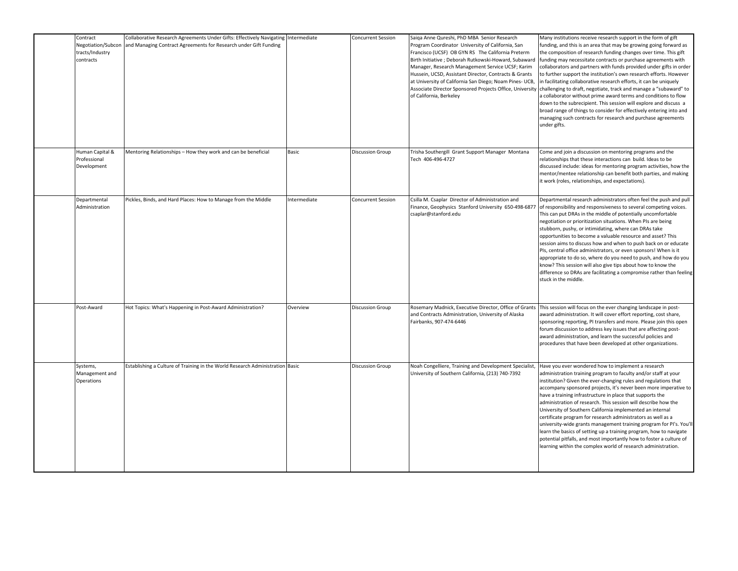| | | | | | | |
|---|---|---|---|---|---|---|
| | Contract Negotiation/Subcontracts/Industry contracts | Collaborative Research Agreements Under Gifts: Effectively Navigating and Managing Contract Agreements for Research under Gift Funding | Intermediate | Concurrent Session | Saiqa Anne Qureshi, PhD MBA Senior Research Program Coordinator University of California, San Francisco (UCSF) OB GYN RS The California Preterm Birth Initiative ; Deborah Rutkowski-Howard, Subaward Manager, Research Management Service UCSF; Karim Hussein, UCSD, Assistant Director, Contracts & Grants at University of California San Diego; Noam Pines- UCB, Associate Director Sponsored Projects Office, University of California, Berkeley | Many institutions receive research support in the form of gift funding, and this is an area that may be growing going forward as the composition of research funding changes over time. This gift funding may necessitate contracts or purchase agreements with collaborators and partners with funds provided under gifts in order to further support the institution's own research efforts. However in facilitating collaborative research efforts, it can be uniquely challenging to draft, negotiate, track and manage a "subaward" to a collaborator without prime award terms and conditions to flow down to the subrecipient. This session will explore and discuss a broad range of things to consider for effectively entering into and managing such contracts for research and purchase agreements under gifts. |
| | Human Capital & Professional Development | Mentoring Relationships – How they work and can be beneficial | Basic | Discussion Group | Trisha Southergill Grant Support Manager Montana Tech 406-496-4727 | Come and join a discussion on mentoring programs and the relationships that these interactions can build. Ideas to be discussed include: ideas for mentoring program activities, how the mentor/mentee relationship can benefit both parties, and making it work (roles, relationships, and expectations). |
| | Departmental Administration | Pickles, Binds, and Hard Places: How to Manage from the Middle | Intermediate | Concurrent Session | Csilla M. Csaplar Director of Administration and Finance, Geophysics Stanford University 650-498-6877 csaplar@stanford.edu | Departmental research administrators often feel the push and pull of responsibility and responsiveness to several competing voices. This can put DRAs in the middle of potentially uncomfortable negotiation or prioritization situations. When PIs are being stubborn, pushy, or intimidating, where can DRAs take opportunities to become a valuable resource and asset? This session aims to discuss how and when to push back on or educate PIs, central office administrators, or even sponsors! When is it appropriate to do so, where do you need to push, and how do you know? This session will also give tips about how to know the difference so DRAs are facilitating a compromise rather than feeling stuck in the middle. |
| | Post-Award | Hot Topics: What's Happening in Post-Award Administration? | Overview | Discussion Group | Rosemary Madnick, Executive Director, Office of Grants and Contracts Administration, University of Alaska Fairbanks, 907-474-6446 | This session will focus on the ever changing landscape in post-award administration. It will cover effort reporting, cost share, sponsoring reporting, PI transfers and more. Please join this open forum discussion to address key issues that are affecting post-award administration, and learn the successful policies and procedures that have been developed at other organizations. |
| | Systems, Management and Operations | Establishing a Culture of Training in the World Research Administration | Basic | Discussion Group | Noah Congelliere, Training and Development Specialist, University of Southern California, (213) 740-7392 | Have you ever wondered how to implement a research administration training program to faculty and/or staff at your institution? Given the ever-changing rules and regulations that accompany sponsored projects, it's never been more imperative to have a training infrastructure in place that supports the administration of research. This session will describe how the University of Southern California implemented an internal certificate program for research administrators as well as a university-wide grants management training program for PI's. You'll learn the basics of setting up a training program, how to navigate potential pitfalls, and most importantly how to foster a culture of learning within the complex world of research administration. |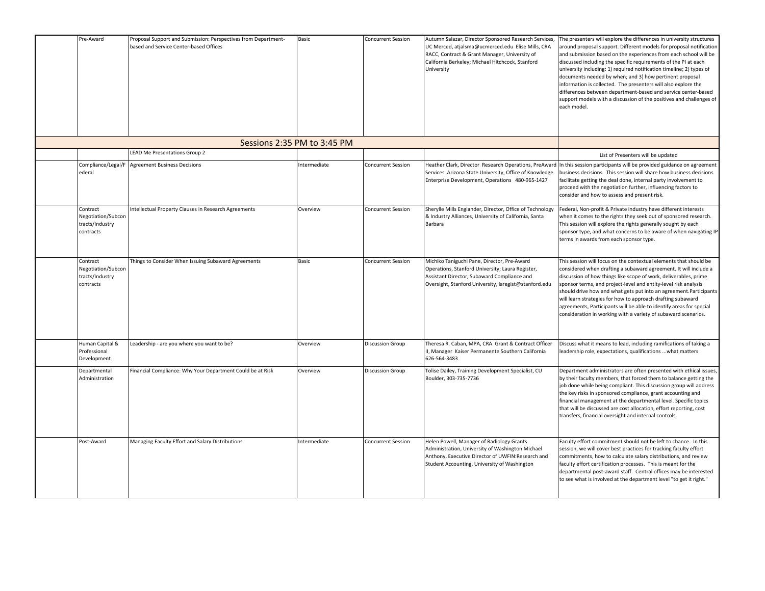| | | | | | | |
|---|---|---|---|---|---|---|
| | Pre-Award | Proposal Support and Submission: Perspectives from Department-based and Service Center-based Offices | Basic | Concurrent Session | Autumn Salazar, Director Sponsored Research Services, UC Merced, atjalsma@ucmerced.edu Elise Mills, CRA RACC, Contract & Grant Manager, University of California Berkeley; Michael Hitchcock, Stanford University | The presenters will explore the differences in university structures around proposal support. Different models for proposal notification and submission based on the experiences from each school will be discussed including the specific requirements of the PI at each university including: 1) required notification timeline; 2) types of documents needed by when; and 3) how pertinent proposal information is collected. The presenters will also explore the differences between department-based and service center-based support models with a discussion of the positives and challenges of each model. |
| Sessions 2:35 PM to 3:45 PM | | | | | | |
| | | LEAD Me Presentations Group 2 | | | | List of Presenters will be updated |
| | Compliance/Legal/Federal | Agreement Business Decisions | Intermediate | Concurrent Session | Heather Clark, Director Research Operations, PreAward Services Arizona State University, Office of Knowledge Enterprise Development, Operations 480-965-1427 | In this session participants will be provided guidance on agreement business decisions. This session will share how business decisions facilitate getting the deal done, internal party involvement to proceed with the negotiation further, influencing factors to consider and how to assess and present risk. |
| | Contract Negotiation/Subcontracts/Industry contracts | Intellectual Property Clauses in Research Agreements | Overview | Concurrent Session | Sherylle Mills Englander, Director, Office of Technology & Industry Alliances, University of California, Santa Barbara | Federal, Non-profit & Private industry have different interests when it comes to the rights they seek out of sponsored research. This session will explore the rights generally sought by each sponsor type, and what concerns to be aware of when navigating IP terms in awards from each sponsor type. |
| | Contract Negotiation/Subcontracts/Industry contracts | Things to Consider When Issuing Subaward Agreements | Basic | Concurrent Session | Michiko Taniguchi Pane, Director, Pre-Award Operations, Stanford University; Laura Register, Assistant Director, Subaward Compliance and Oversight, Stanford University, laregist@stanford.edu | This session will focus on the contextual elements that should be considered when drafting a subaward agreement. It will include a discussion of how things like scope of work, deliverables, prime sponsor terms, and project-level and entity-level risk analysis should drive how and what gets put into an agreement.Participants will learn strategies for how to approach drafting subaward agreements, Participants will be able to identify areas for special consideration in working with a variety of subaward scenarios. |
| | Human Capital & Professional Development | Leadership - are you where you want to be? | Overview | Discussion Group | Theresa R. Caban, MPA, CRA Grant & Contract Officer II, Manager Kaiser Permanente Southern California 626-564-3483 | Discuss what it means to lead, including ramifications of taking a leadership role, expectations, qualifications ...what matters |
| | Departmental Administration | Financial Compliance: Why Your Department Could be at Risk | Overview | Discussion Group | Tolise Dailey, Training Development Specialist, CU Boulder, 303-735-7736 | Department administrators are often presented with ethical issues, by their faculty members, that forced them to balance getting the job done while being compliant. This discussion group will address the key risks in sponsored compliance, grant accounting and financial management at the departmental level. Specific topics that will be discussed are cost allocation, effort reporting, cost transfers, financial oversight and internal controls. |
| | Post-Award | Managing Faculty Effort and Salary Distributions | Intermediate | Concurrent Session | Helen Powell, Manager of Radiology Grants Administration, University of Washington Michael Anthony, Executive Director of UWFIN:Research and Student Accounting, University of Washington | Faculty effort commitment should not be left to chance. In this session, we will cover best practices for tracking faculty effort commitments, how to calculate salary distributions, and review faculty effort certification processes. This is meant for the departmental post-award staff. Central offices may be interested to see what is involved at the department level "to get it right." |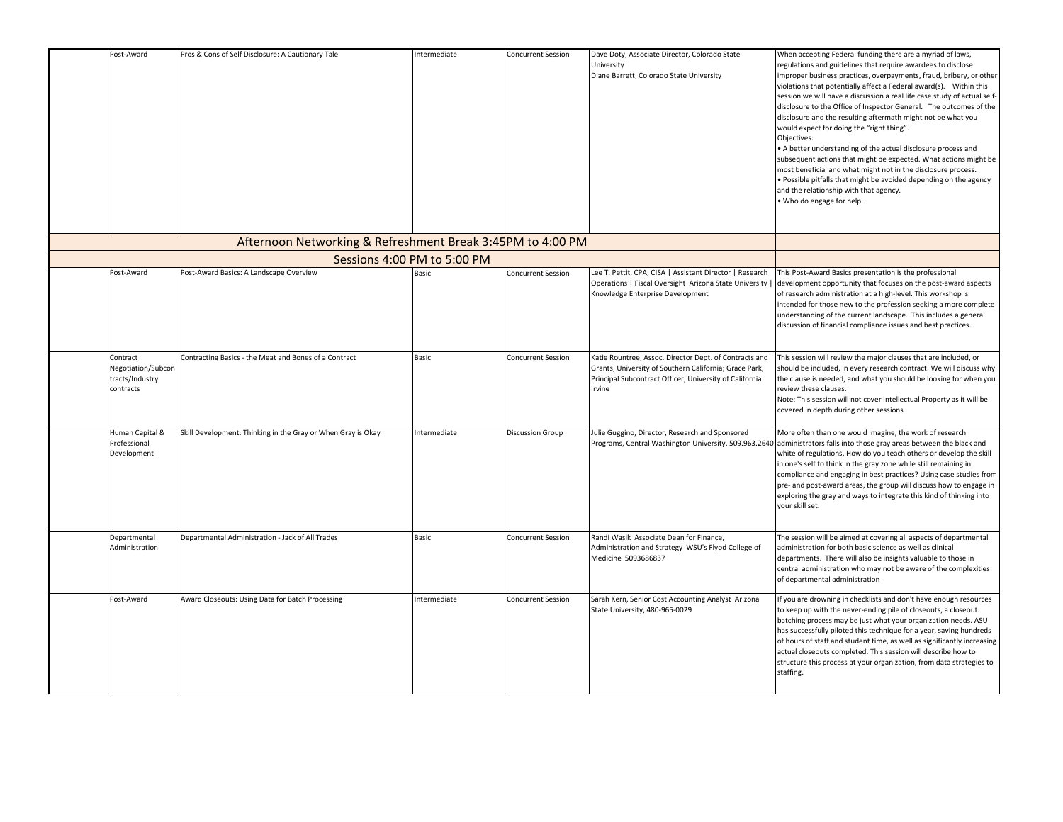| | | | | | | |
|---|---|---|---|---|---|---|
| | Post-Award | Pros & Cons of Self Disclosure: A Cautionary Tale | Intermediate | Concurrent Session | Dave Doty, Associate Director, Colorado State University<br>Diane Barrett, Colorado State University | When accepting Federal funding there are a myriad of laws, regulations and guidelines that require awardees to disclose: improper business practices, overpayments, fraud, bribery, or other violations that potentially affect a Federal award(s). Within this session we will have a discussion a real life case study of actual self-disclosure to the Office of Inspector General. The outcomes of the disclosure and the resulting aftermath might not be what you would expect for doing the "right thing".<br>Objectives:<br>• A better understanding of the actual disclosure process and subsequent actions that might be expected. What actions might be most beneficial and what might not in the disclosure process.<br>• Possible pitfalls that might be avoided depending on the agency and the relationship with that agency.<br>• Who do engage for help. |
| **Afternoon Networking & Refreshment Break 3:45PM to 4:00 PM** | | | | | | |
| **Sessions 4:00 PM to 5:00 PM** | | | | | | |
| | Post-Award | Post-Award Basics: A Landscape Overview | Basic | Concurrent Session | Lee T. Pettit, CPA, CISA \| Assistant Director \| Research Operations \| Fiscal Oversight Arizona State University \| Knowledge Enterprise Development | This Post-Award Basics presentation is the professional development opportunity that focuses on the post-award aspects of research administration at a high-level. This workshop is intended for those new to the profession seeking a more complete understanding of the current landscape. This includes a general discussion of financial compliance issues and best practices. |
| | Contract Negotiation/Subcontracts/Industry contracts | Contracting Basics - the Meat and Bones of a Contract | Basic | Concurrent Session | Katie Rountree, Assoc. Director Dept. of Contracts and Grants, University of Southern California; Grace Park, Principal Subcontract Officer, University of California Irvine | This session will review the major clauses that are included, or should be included, in every research contract. We will discuss why the clause is needed, and what you should be looking for when you review these clauses.<br>Note: This session will not cover Intellectual Property as it will be covered in depth during other sessions |
| | Human Capital & Professional Development | Skill Development: Thinking in the Gray or When Gray is Okay | Intermediate | Discussion Group | Julie Guggino, Director, Research and Sponsored Programs, Central Washington University, 509.963.2640 | More often than one would imagine, the work of research administrators falls into those gray areas between the black and white of regulations. How do you teach others or develop the skill in one's self to think in the gray zone while still remaining in compliance and engaging in best practices? Using case studies from pre- and post-award areas, the group will discuss how to engage in exploring the gray and ways to integrate this kind of thinking into your skill set. |
| | Departmental Administration | Departmental Administration - Jack of All Trades | Basic | Concurrent Session | Randi Wasik Associate Dean for Finance, Administration and Strategy WSU's Flyod College of Medicine 5093686837 | The session will be aimed at covering all aspects of departmental administration for both basic science as well as clinical departments. There will also be insights valuable to those in central administration who may not be aware of the complexities of departmental administration |
| | Post-Award | Award Closeouts: Using Data for Batch Processing | Intermediate | Concurrent Session | Sarah Kern, Senior Cost Accounting Analyst Arizona State University, 480-965-0029 | If you are drowning in checklists and don't have enough resources to keep up with the never-ending pile of closeouts, a closeout batching process may be just what your organization needs. ASU has successfully piloted this technique for a year, saving hundreds of hours of staff and student time, as well as significantly increasing actual closeouts completed. This session will describe how to structure this process at your organization, from data strategies to staffing. |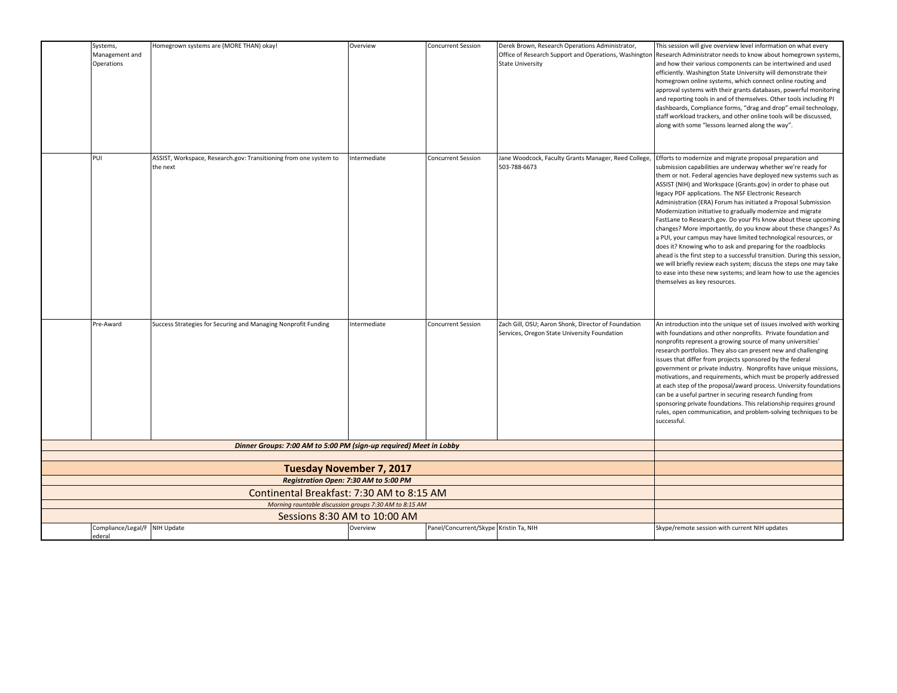| | | | | | | |
|---|---|---|---|---|---|---|
| | Systems, Management and Operations | Homegrown systems are (MORE THAN) okay! | Overview | Concurrent Session | Derek Brown, Research Operations Administrator, Office of Research Support and Operations, Washington State University | This session will give overview level information on what every Research Administrator needs to know about homegrown systems, and how their various components can be intertwined and used efficiently. Washington State University will demonstrate their homegrown online systems, which connect online routing and approval systems with their grants databases, powerful monitoring and reporting tools in and of themselves. Other tools including PI dashboards, Compliance forms, "drag and drop" email technology, staff workload trackers, and other online tools will be discussed, along with some "lessons learned along the way". |
| | PUI | ASSIST, Workspace, Research.gov: Transitioning from one system to the next | Intermediate | Concurrent Session | Jane Woodcock, Faculty Grants Manager, Reed College, 503-788-6673 | Efforts to modernize and migrate proposal preparation and submission capabilities are underway whether we're ready for them or not. Federal agencies have deployed new systems such as ASSIST (NIH) and Workspace (Grants.gov) in order to phase out legacy PDF applications. The NSF Electronic Research Administration (ERA) Forum has initiated a Proposal Submission Modernization initiative to gradually modernize and migrate FastLane to Research.gov. Do your PIs know about these upcoming changes? More importantly, do you know about these changes? As a PUI, your campus may have limited technological resources, or does it? Knowing who to ask and preparing for the roadblocks ahead is the first step to a successful transition. During this session, we will briefly review each system; discuss the steps one may take to ease into these new systems; and learn how to use the agencies themselves as key resources. |
| | Pre-Award | Success Strategies for Securing and Managing Nonprofit Funding | Intermediate | Concurrent Session | Zach Gill, OSU; Aaron Shonk, Director of Foundation Services, Oregon State University Foundation | An introduction into the unique set of issues involved with working with foundations and other nonprofits. Private foundation and nonprofits represent a growing source of many universities' research portfolios. They also can present new and challenging issues that differ from projects sponsored by the federal government or private industry. Nonprofits have unique missions, motivations, and requirements, which must be properly addressed at each step of the proposal/award process. University foundations can be a useful partner in securing research funding from sponsoring private foundations. This relationship requires ground rules, open communication, and problem-solving techniques to be successful. |
| ***Dinner Groups: 7:00 AM to 5:00 PM (sign-up required) Meet in Lobby*** | | | | | | |
| | | | | | | |
| **Tuesday November 7, 2017** | | | | | | |
| ***Registration Open: 7:30 AM to 5:00 PM*** | | | | | | |
| Continental Breakfast: 7:30 AM to 8:15 AM | | | | | | |
| *Morning rountable discussion groups 7:30 AM to 8:15 AM* | | | | | | |
| Sessions 8:30 AM to 10:00 AM | | | | | | |
| | Compliance/Legal/Federal | NIH Update | Overview | Panel/Concurrent/Skype | Kristin Ta, NIH | Skype/remote session with current NIH updates |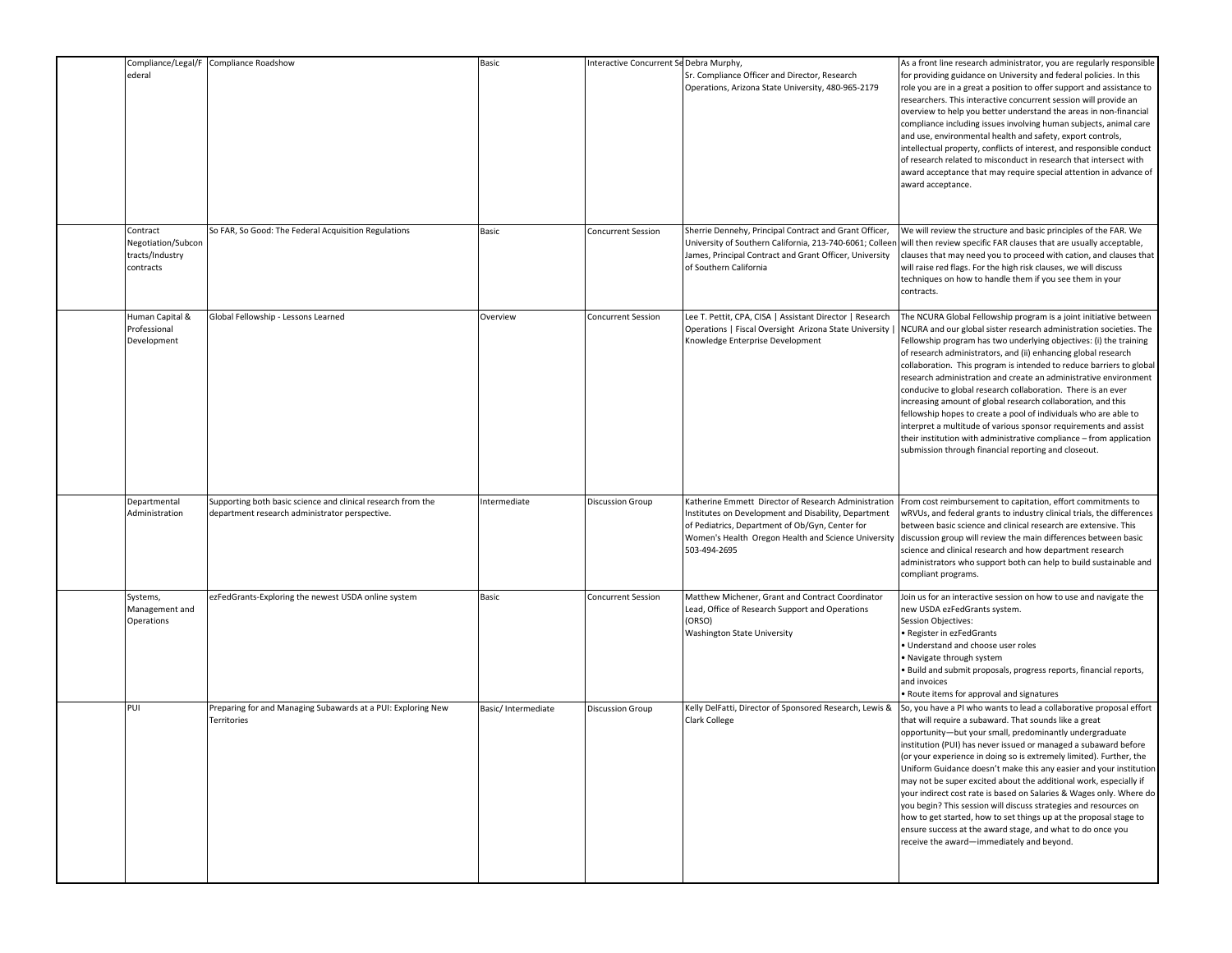| | | | | | | |
|---|---|---|---|---|---|---|
| | Compliance/Legal/Federal | Compliance Roadshow | Basic | Interactive Concurrent Se | Debra Murphy, Sr. Compliance Officer and Director, Research Operations, Arizona State University, 480-965-2179 | As a front line research administrator, you are regularly responsible for providing guidance on University and federal policies. In this role you are in a great a position to offer support and assistance to researchers. This interactive concurrent session will provide an overview to help you better understand the areas in non-financial compliance including issues involving human subjects, animal care and use, environmental health and safety, export controls, intellectual property, conflicts of interest, and responsible conduct of research related to misconduct in research that intersect with award acceptance that may require special attention in advance of award acceptance. |
| | Contract Negotiation/Subcontracts/Industry contracts | So FAR, So Good: The Federal Acquisition Regulations | Basic | Concurrent Session | Sherrie Dennehy, Principal Contract and Grant Officer, University of Southern California, 213-740-6061; Colleen James, Principal Contract and Grant Officer, University of Southern California | We will review the structure and basic principles of the FAR. We will then review specific FAR clauses that are usually acceptable, clauses that may need you to proceed with cation, and clauses that will raise red flags. For the high risk clauses, we will discuss techniques on how to handle them if you see them in your contracts. |
| | Human Capital & Professional Development | Global Fellowship - Lessons Learned | Overview | Concurrent Session | Lee T. Pettit, CPA, CISA \| Assistant Director \| Research Operations \| Fiscal Oversight Arizona State University \| Knowledge Enterprise Development | The NCURA Global Fellowship program is a joint initiative between NCURA and our global sister research administration societies. The Fellowship program has two underlying objectives: (i) the training of research administrators, and (ii) enhancing global research collaboration. This program is intended to reduce barriers to global research administration and create an administrative environment conducive to global research collaboration. There is an ever increasing amount of global research collaboration, and this fellowship hopes to create a pool of individuals who are able to interpret a multitude of various sponsor requirements and assist their institution with administrative compliance – from application submission through financial reporting and closeout. |
| | Departmental Administration | Supporting both basic science and clinical research from the department research administrator perspective. | Intermediate | Discussion Group | Katherine Emmett Director of Research Administration Institutes on Development and Disability, Department of Pediatrics, Department of Ob/Gyn, Center for Women's Health Oregon Health and Science University 503-494-2695 | From cost reimbursement to capitation, effort commitments to wRVUs, and federal grants to industry clinical trials, the differences between basic science and clinical research are extensive. This discussion group will review the main differences between basic science and clinical research and how department research administrators who support both can help to build sustainable and compliant programs. |
| | Systems, Management and Operations | ezFedGrants-Exploring the newest USDA online system | Basic | Concurrent Session | Matthew Michener, Grant and Contract Coordinator Lead, Office of Research Support and Operations (ORSO) Washington State University | Join us for an interactive session on how to use and navigate the new USDA ezFedGrants system.<br>Session Objectives:<br>• Register in ezFedGrants<br>• Understand and choose user roles<br>• Navigate through system<br>• Build and submit proposals, progress reports, financial reports, and invoices<br>• Route items for approval and signatures |
| | PUI | Preparing for and Managing Subawards at a PUI: Exploring New Territories | Basic/ Intermediate | Discussion Group | Kelly DelFatti, Director of Sponsored Research, Lewis & Clark College | So, you have a PI who wants to lead a collaborative proposal effort that will require a subaward. That sounds like a great opportunity—but your small, predominantly undergraduate institution (PUI) has never issued or managed a subaward before (or your experience in doing so is extremely limited). Further, the Uniform Guidance doesn't make this any easier and your institution may not be super excited about the additional work, especially if your indirect cost rate is based on Salaries & Wages only. Where do you begin? This session will discuss strategies and resources on how to get started, how to set things up at the proposal stage to ensure success at the award stage, and what to do once you receive the award—immediately and beyond. |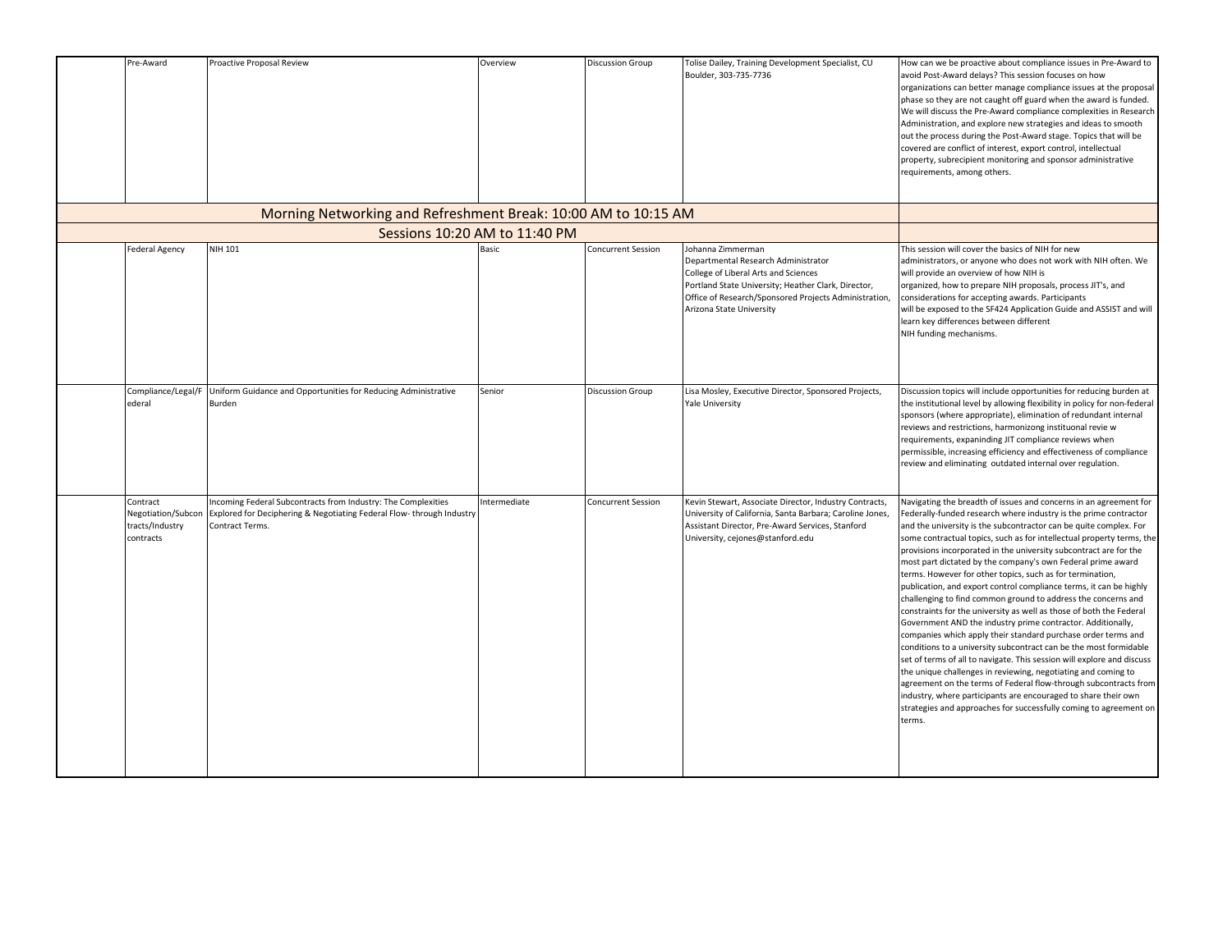|  | Pre-Award | Proactive Proposal Review | Overview | Discussion Group | Tolise Dailey, Training Development Specialist, CU Boulder, 303-735-7736 | How can we be proactive about compliance issues in Pre-Award to avoid Post-Award delays? This session focuses on how organizations can better manage compliance issues at the proposal phase so they are not caught off guard when the award is funded. We will discuss the Pre-Award compliance complexities in Research Administration, and explore new strategies and ideas to smooth out the process during the Post-Award stage. Topics that will be covered are conflict of interest, export control, intellectual property, subrecipient monitoring and sponsor administrative requirements, among others. |
|---|---|---|---|---|---|---|
| Morning Networking and Refreshment Break: 10:00 AM to 10:15 AM | | | | | | |
| Sessions 10:20 AM to 11:40 PM | | | | | | |
|  | Federal Agency | NIH 101 | Basic | Concurrent Session | Johanna Zimmerman Departmental Research Administrator College of Liberal Arts and Sciences Portland State University; Heather Clark, Director, Office of Research/Sponsored Projects Administration, Arizona State University | This session will cover the basics of NIH for new administrators, or anyone who does not work with NIH often. We will provide an overview of how NIH is organized, how to prepare NIH proposals, process JIT's, and considerations for accepting awards. Participants will be exposed to the SF424 Application Guide and ASSIST and will learn key differences between different NIH funding mechanisms. |
|  | Compliance/Legal/Federal | Uniform Guidance and Opportunities for Reducing Administrative Burden | Senior | Discussion Group | Lisa Mosley, Executive Director, Sponsored Projects, Yale University | Discussion topics will include opportunities for reducing burden at the institutional level by allowing flexibility in policy for non-federal sponsors (where appropriate), elimination of redundant internal reviews and restrictions, harmonizong institiuonal revie w requirements, expaninding JIT compliance reviews when permissible, increasing efficiency and effectiveness of compliance review and eliminating outdated internal over regulation. |
|  | Contract Negotiation/Subcontracts/Industry contracts | Incoming Federal Subcontracts from Industry: The Complexities Explored for Deciphering & Negotiating Federal Flow- through Industry Contract Terms. | Intermediate | Concurrent Session | Kevin Stewart, Associate Director, Industry Contracts, University of California, Santa Barbara; Caroline Jones, Assistant Director, Pre-Award Services, Stanford University, cejones@stanford.edu | Navigating the breadth of issues and concerns in an agreement for Federally-funded research where industry is the prime contractor and the university is the subcontractor can be quite complex. For some contractual topics, such as for intellectual property terms, the provisions incorporated in the university subcontract are for the most part dictated by the company's own Federal prime award terms. However for other topics, such as for termination, publication, and export control compliance terms, it can be highly challenging to find common ground to address the concerns and constraints for the university as well as those of both the Federal Government AND the industry prime contractor. Additionally, companies which apply their standard purchase order terms and conditions to a university subcontract can be the most formidable set of terms of all to navigate. This session will explore and discuss the unique challenges in reviewing, negotiating and coming to agreement on the terms of Federal flow-through subcontracts from industry, where participants are encouraged to share their own strategies and approaches for successfully coming to agreement on terms. |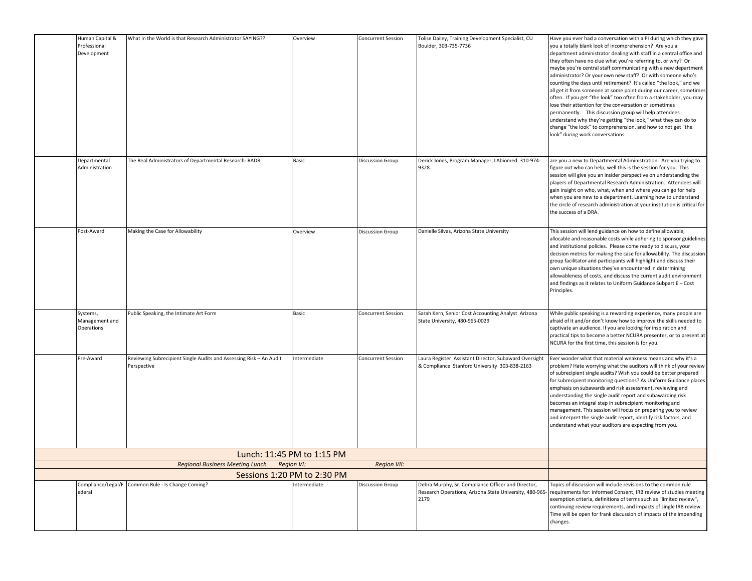| | Human Capital & Professional Development | What in the World is that Research Administrator SAYING?? | Overview | Concurrent Session | Tolise Dailey, Training Development Specialist, CU Boulder, 303-735-7736 | Have you ever had a conversation with a PI during which they gave you a totally blank look of incomprehension? Are you a department administrator dealing with staff in a central office and they often have no clue what you're referring to, or why? Or maybe you're central staff communicating with a new department administrator? Or your own new staff? Or with someone who's counting the days until retirement? It's called "the look," and we all get it from someone at some point during our career, sometimes often. If you get "the look" too often from a stakeholder, you may lose their attention for the conversation or sometimes permanently. This discussion group will help attendees understand why they're getting "the look," what they can do to change "the look" to comprehension, and how to not get "the look" during work conversations |
|---|---|---|---|---|---|---|
| | Departmental Administration | The Real Administrators of Departmental Research: RADR | Basic | Discussion Group | Derick Jones, Program Manager, LAbiomed. 310-974-9328. | are you a new to Departmental Administration: Are you trying to figure out who can help, well this is the session for you. This session will give you an insider perspective on understanding the players of Departmental Research Administration. Attendees will gain insight on who, what, when and where you can go for help when you are new to a department. Learning how to understand the circle of research administration at your institution is critical for the success of a DRA. |
| | Post-Award | Making the Case for Allowability | Overview | Discussion Group | Danielle Silvas, Arizona State University | This session will lend guidance on how to define allowable, allocable and reasonable costs while adhering to sponsor guidelines and institutional policies. Please come ready to discuss, your decision metrics for making the case for allowability. The discussion group facilitator and participants will highlight and discuss their own unique situations they've encountered in determining allowableness of costs, and discuss the current audit environment and findings as it relates to Uniform Guidance Subpart E – Cost Principles. |
| | Systems, Management and Operations | Public Speaking, the Intimate Art Form | Basic | Concurrent Session | Sarah Kern, Senior Cost Accounting Analyst Arizona State University, 480-965-0029 | While public speaking is a rewarding experience, many people are afraid of it and/or don't know how to improve the skills needed to captivate an audience. If you are looking for inspiration and practical tips to become a better NCURA presenter, or to present at NCURA for the first time, this session is for you. |
| | Pre-Award | Reviewing Subrecipient Single Audits and Assessing Risk – An Audit Perspective | Intermediate | Concurrent Session | Laura Register Assistant Director, Subaward Oversight & Compliance Stanford University 303-838-2163 | Ever wonder what that material weakness means and why it's a problem? Hate worrying what the auditors will think of your review of subrecipient single audits? Wish you could be better prepared for subrecipient monitoring questions? As Uniform Guidance places emphasis on subawards and risk assessment, reviewing and understanding the single audit report and subawarding risk becomes an integral step in subrecipient monitoring and management. This session will focus on preparing you to review and interpret the single audit report, identify risk factors, and understand what your auditors are expecting from you. |
| | | Lunch: 11:45 PM to 1:15 PM | | | | |
| | | *Regional Business Meeting Lunch* | *Region VI:* | *Region VII:* | | |
| | | Sessions 1:20 PM to 2:30 PM | | | | |
| | Compliance/Legal/Federal | Common Rule - Is Change Coming? | Intermediate | Discussion Group | Debra Murphy, Sr. Compliance Officer and Director, Research Operations, Arizona State University, 480-965-2179 | Topics of discussion will include revisions to the common rule requirements for: informed Consent, IRB review of studies meeting exemption criteria, definitions of terms such as "limited review", continuing review requirements, and impacts of single IRB review. Time will be open for frank discussion of impacts of the impending changes. |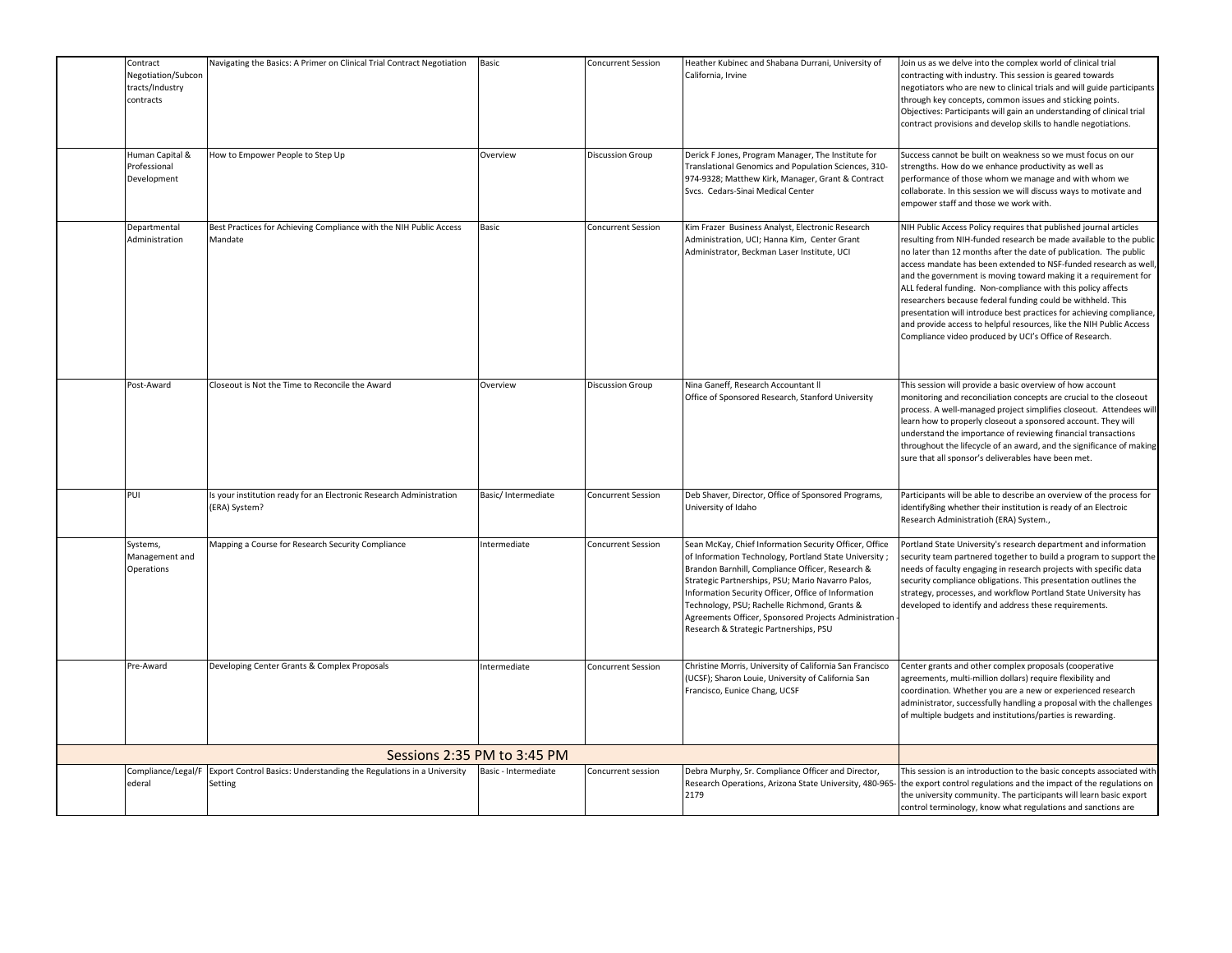| | | | | | | |
|---|---|---|---|---|---|---|
| | Contract Negotiation/Subcontracts/Industry contracts | Navigating the Basics: A Primer on Clinical Trial Contract Negotiation | Basic | Concurrent Session | Heather Kubinec and Shabana Durrani, University of California, Irvine | Join us as we delve into the complex world of clinical trial contracting with industry. This session is geared towards negotiators who are new to clinical trials and will guide participants through key concepts, common issues and sticking points. Objectives: Participants will gain an understanding of clinical trial contract provisions and develop skills to handle negotiations. |
| | Human Capital & Professional Development | How to Empower People to Step Up | Overview | Discussion Group | Derick F Jones, Program Manager, The Institute for Translational Genomics and Population Sciences, 310-974-9328; Matthew Kirk, Manager, Grant & Contract Svcs. Cedars-Sinai Medical Center | Success cannot be built on weakness so we must focus on our strengths. How do we enhance productivity as well as performance of those whom we manage and with whom we collaborate. In this session we will discuss ways to motivate and empower staff and those we work with. |
| | Departmental Administration | Best Practices for Achieving Compliance with the NIH Public Access Mandate | Basic | Concurrent Session | Kim Frazer Business Analyst, Electronic Research Administration, UCI; Hanna Kim, Center Grant Administrator, Beckman Laser Institute, UCI | NIH Public Access Policy requires that published journal articles resulting from NIH-funded research be made available to the public no later than 12 months after the date of publication. The public access mandate has been extended to NSF-funded research as well, and the government is moving toward making it a requirement for ALL federal funding. Non-compliance with this policy affects researchers because federal funding could be withheld. This presentation will introduce best practices for achieving compliance, and provide access to helpful resources, like the NIH Public Access Compliance video produced by UCI's Office of Research. |
| | Post-Award | Closeout is Not the Time to Reconcile the Award | Overview | Discussion Group | Nina Ganeff, Research Accountant II Office of Sponsored Research, Stanford University | This session will provide a basic overview of how account monitoring and reconciliation concepts are crucial to the closeout process. A well-managed project simplifies closeout. Attendees will learn how to properly closeout a sponsored account. They will understand the importance of reviewing financial transactions throughout the lifecycle of an award, and the significance of making sure that all sponsor's deliverables have been met. |
| | PUI | Is your institution ready for an Electronic Research Administration (ERA) System? | Basic/ Intermediate | Concurrent Session | Deb Shaver, Director, Office of Sponsored Programs, University of Idaho | Participants will be able to describe an overview of the process for identify8ing whether their institution is ready of an Electroic Research Administratioh (ERA) System., |
| | Systems, Management and Operations | Mapping a Course for Research Security Compliance | Intermediate | Concurrent Session | Sean McKay, Chief Information Security Officer, Office of Information Technology, Portland State University ; Brandon Barnhill, Compliance Officer, Research & Strategic Partnerships, PSU; Mario Navarro Palos, Information Security Officer, Office of Information Technology, PSU; Rachelle Richmond, Grants & Agreements Officer, Sponsored Projects Administration - Research & Strategic Partnerships, PSU | Portland State University's research department and information security team partnered together to build a program to support the needs of faculty engaging in research projects with specific data security compliance obligations. This presentation outlines the strategy, processes, and workflow Portland State University has developed to identify and address these requirements. |
| | Pre-Award | Developing Center Grants & Complex Proposals | Intermediate | Concurrent Session | Christine Morris, University of California San Francisco (UCSF); Sharon Louie, University of California San Francisco, Eunice Chang, UCSF | Center grants and other complex proposals (cooperative agreements, multi-million dollars) require flexibility and coordination. Whether you are a new or experienced research administrator, successfully handling a proposal with the challenges of multiple budgets and institutions/parties is rewarding. |
| **Sessions 2:35 PM to 3:45 PM** | | | | | | |
| | Compliance/Legal/Federal | Export Control Basics: Understanding the Regulations in a University Setting | Basic - Intermediate | Concurrent session | Debra Murphy, Sr. Compliance Officer and Director, Research Operations, Arizona State University, 480-965-2179 | This session is an introduction to the basic concepts associated with the export control regulations and the impact of the regulations on the university community. The participants will learn basic export control terminology, know what regulations and sanctions are |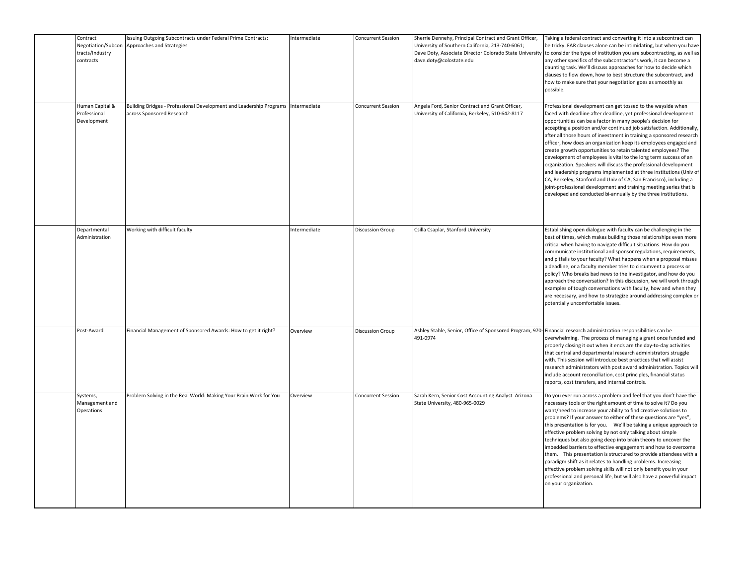|  | Contract Negotiation/Subcontracts/Industry contracts | Issuing Outgoing Subcontracts under Federal Prime Contracts: Approaches and Strategies | Intermediate | Concurrent Session | Sherrie Dennehy, Principal Contract and Grant Officer, University of Southern California, 213-740-6061; Dave Doty, Associate Director Colorado State University dave.doty@colostate.edu | Taking a federal contract and converting it into a subcontract can be tricky. FAR clauses alone can be intimidating, but when you have to consider the type of institution you are subcontracting, as well as any other specifics of the subcontractor's work, it can become a daunting task. We'll discuss approaches for how to decide which clauses to flow down, how to best structure the subcontract, and how to make sure that your negotiation goes as smoothly as possible. |
|---|---|---|---|---|---|---|
|  | Human Capital & Professional Development | Building Bridges - Professional Development and Leadership Programs across Sponsored Research | Intermediate | Concurrent Session | Angela Ford, Senior Contract and Grant Officer, University of California, Berkeley, 510-642-8117 | Professional development can get tossed to the wayside when faced with deadline after deadline, yet professional development opportunities can be a factor in many people's decision for accepting a position and/or continued job satisfaction. Additionally, after all those hours of investment in training a sponsored research officer, how does an organization keep its employees engaged and create growth opportunities to retain talented employees? The development of employees is vital to the long term success of an organization. Speakers will discuss the professional development and leadership programs implemented at three institutions (Univ of CA, Berkeley, Stanford and Univ of CA, San Francisco), including a joint-professional development and training meeting series that is developed and conducted bi-annually by the three institutions. |
|  | Departmental Administration | Working with difficult faculty | Intermediate | Discussion Group | Csilla Csaplar, Stanford University | Establishing open dialogue with faculty can be challenging in the best of times, which makes building those relationships even more critical when having to navigate difficult situations. How do you communicate institutional and sponsor regulations, requirements, and pitfalls to your faculty? What happens when a proposal misses a deadline, or a faculty member tries to circumvent a process or policy? Who breaks bad news to the investigator, and how do you approach the conversation? In this discussion, we will work through examples of tough conversations with faculty, how and when they are necessary, and how to strategize around addressing complex or potentially uncomfortable issues. |
|  | Post-Award | Financial Management of Sponsored Awards: How to get it right? | Overview | Discussion Group | Ashley Stahle, Senior, Office of Sponsored Program, 970-491-0974 | Financial research administration responsibilities can be overwhelming. The process of managing a grant once funded and properly closing it out when it ends are the day-to-day activities that central and departmental research administrators struggle with. This session will introduce best practices that will assist research administrators with post award administration. Topics will include account reconciliation, cost principles, financial status reports, cost transfers, and internal controls. |
|  | Systems, Management and Operations | Problem Solving in the Real World: Making Your Brain Work for You | Overview | Concurrent Session | Sarah Kern, Senior Cost Accounting Analyst Arizona State University, 480-965-0029 | Do you ever run across a problem and feel that you don't have the necessary tools or the right amount of time to solve it? Do you want/need to increase your ability to find creative solutions to problems? If your answer to either of these questions are "yes", this presentation is for you. We'll be taking a unique approach to effective problem solving by not only talking about simple techniques but also going deep into brain theory to uncover the imbedded barriers to effective engagement and how to overcome them. This presentation is structured to provide attendees with a paradigm shift as it relates to handling problems. Increasing effective problem solving skills will not only benefit you in your professional and personal life, but will also have a powerful impact on your organization. |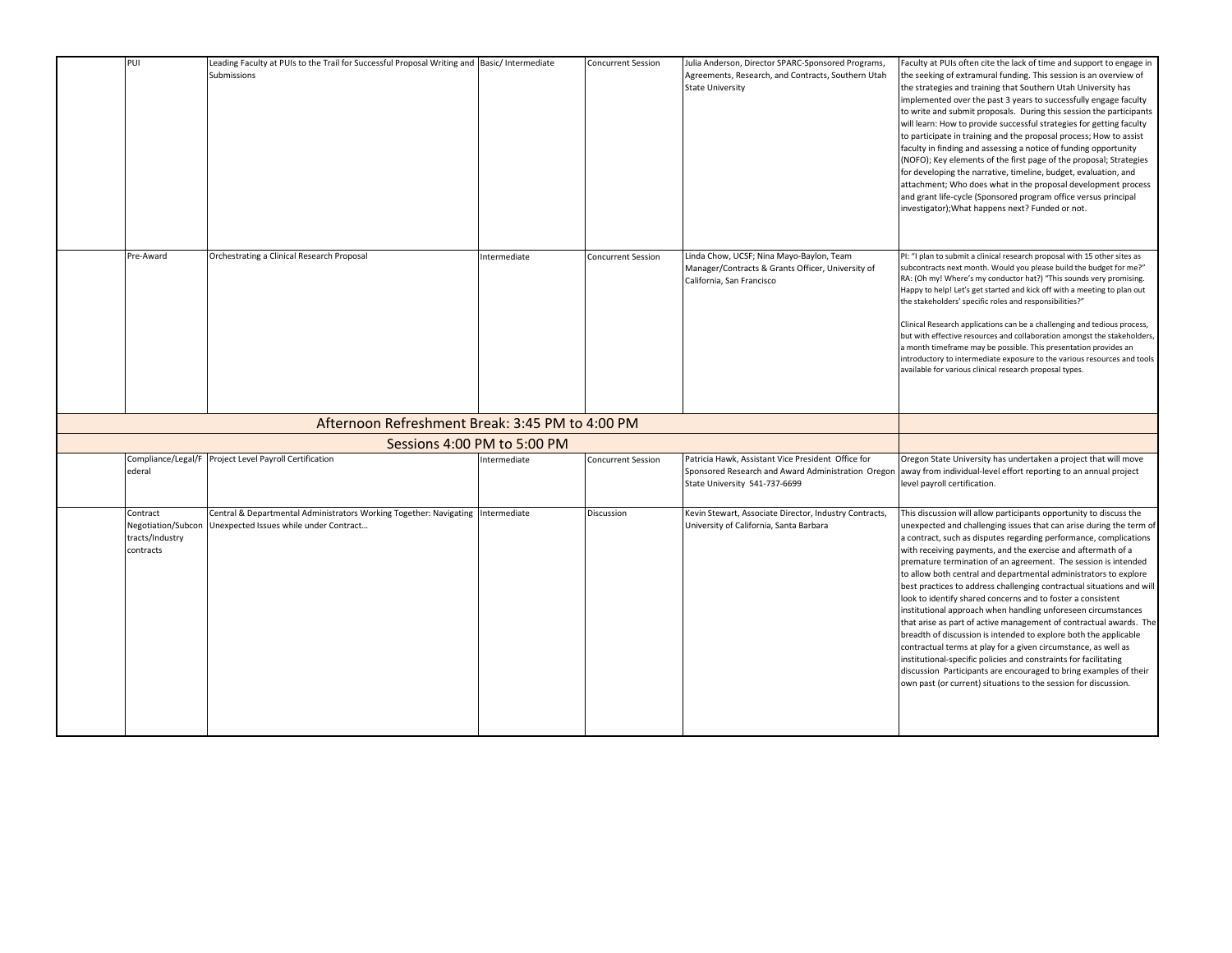| | | | | | | |
|---|---|---|---|---|---|---|
| | PUI | Leading Faculty at PUIs to the Trail for Successful Proposal Writing and Submissions | Basic/ Intermediate | Concurrent Session | Julia Anderson, Director SPARC-Sponsored Programs, Agreements, Research, and Contracts, Southern Utah State University | Faculty at PUIs often cite the lack of time and support to engage in the seeking of extramural funding. This session is an overview of the strategies and training that Southern Utah University has implemented over the past 3 years to successfully engage faculty to write and submit proposals. During this session the participants will learn: How to provide successful strategies for getting faculty to participate in training and the proposal process; How to assist faculty in finding and assessing a notice of funding opportunity (NOFO); Key elements of the first page of the proposal; Strategies for developing the narrative, timeline, budget, evaluation, and attachment; Who does what in the proposal development process and grant life-cycle (Sponsored program office versus principal investigator);What happens next? Funded or not. |
| | Pre-Award | Orchestrating a Clinical Research Proposal | Intermediate | Concurrent Session | Linda Chow, UCSF; Nina Mayo-Baylon, Team Manager/Contracts & Grants Officer, University of California, San Francisco | PI: "I plan to submit a clinical research proposal with 15 other sites as subcontracts next month. Would you please build the budget for me?" RA: (Oh my! Where's my conductor hat?) "This sounds very promising. Happy to help! Let's get started and kick off with a meeting to plan out the stakeholders' specific roles and responsibilities?"<br><br>Clinical Research applications can be a challenging and tedious process, but with effective resources and collaboration amongst the stakeholders, a month timeframe may be possible. This presentation provides an introductory to intermediate exposure to the various resources and tools available for various clinical research proposal types. |
| **Afternoon Refreshment Break: 3:45 PM to 4:00 PM** | | | | | | |
| **Sessions 4:00 PM to 5:00 PM** | | | | | | |
| | Compliance/Legal/Federal | Project Level Payroll Certification | Intermediate | Concurrent Session | Patricia Hawk, Assistant Vice President Office for Sponsored Research and Award Administration Oregon State University 541-737-6699 | Oregon State University has undertaken a project that will move away from individual-level effort reporting to an annual project level payroll certification. |
| | Contract Negotiation/Subcontracts/Industry contracts | Central & Departmental Administrators Working Together: Navigating Unexpected Issues while under Contract… | Intermediate | Discussion | Kevin Stewart, Associate Director, Industry Contracts, University of California, Santa Barbara | This discussion will allow participants opportunity to discuss the unexpected and challenging issues that can arise during the term of a contract, such as disputes regarding performance, complications with receiving payments, and the exercise and aftermath of a premature termination of an agreement. The session is intended to allow both central and departmental administrators to explore best practices to address challenging contractual situations and will look to identify shared concerns and to foster a consistent institutional approach when handling unforeseen circumstances that arise as part of active management of contractual awards. The breadth of discussion is intended to explore both the applicable contractual terms at play for a given circumstance, as well as institutional-specific policies and constraints for facilitating discussion Participants are encouraged to bring examples of their own past (or current) situations to the session for discussion. |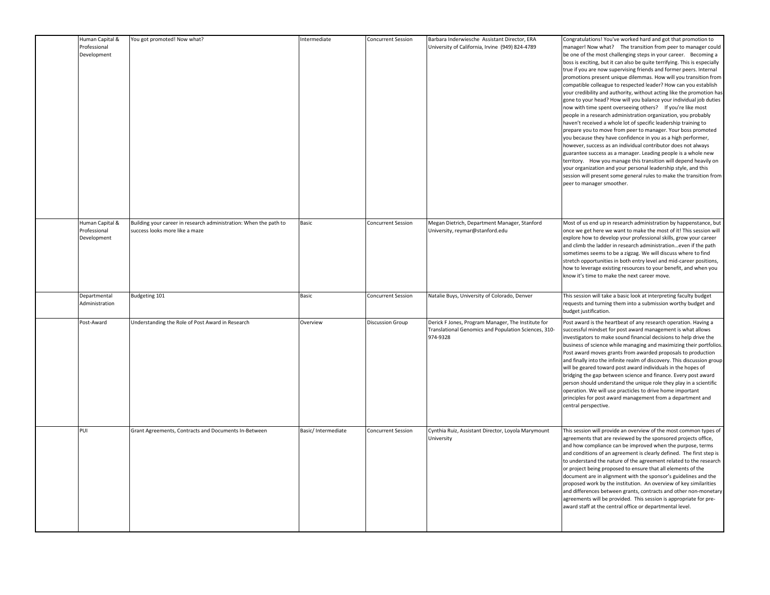| | Human Capital & Professional Development | You got promoted! Now what? | Intermediate | Concurrent Session | Barbara Inderwiesche Assistant Director, ERA University of California, Irvine (949) 824-4789 | Congratulations! You've worked hard and got that promotion to manager! Now what? The transition from peer to manager could be one of the most challenging steps in your career. Becoming a boss is exciting, but it can also be quite terrifying. This is especially true if you are now supervising friends and former peers. Internal promotions present unique dilemmas. How will you transition from compatible colleague to respected leader? How can you establish your credibility and authority, without acting like the promotion has gone to your head? How will you balance your individual job duties now with time spent overseeing others? If you're like most people in a research administration organization, you probably haven't received a whole lot of specific leadership training to prepare you to move from peer to manager. Your boss promoted you because they have confidence in you as a high performer, however, success as an individual contributor does not always guarantee success as a manager. Leading people is a whole new territory. How you manage this transition will depend heavily on your organization and your personal leadership style, and this session will present some general rules to make the transition from peer to manager smoother. |
|---|---|---|---|---|---|---|
| | Human Capital & Professional Development | Building your career in research administration: When the path to success looks more like a maze | Basic | Concurrent Session | Megan Dietrich, Department Manager, Stanford University, reymar@stanford.edu | Most of us end up in research administration by happenstance, but once we get here we want to make the most of it! This session will explore how to develop your professional skills, grow your career and climb the ladder in research administration…even if the path sometimes seems to be a zigzag. We will discuss where to find stretch opportunities in both entry level and mid-career positions, how to leverage existing resources to your benefit, and when you know it's time to make the next career move. |
| | Departmental Administration | Budgeting 101 | Basic | Concurrent Session | Natalie Buys, University of Colorado, Denver | This session will take a basic look at interpreting faculty budget requests and turning them into a submission worthy budget and budget justification. |
| | Post-Award | Understanding the Role of Post Award in Research | Overview | Discussion Group | Derick F Jones, Program Manager, The Institute for Translational Genomics and Population Sciences, 310-974-9328 | Post award is the heartbeat of any research operation. Having a successful mindset for post award management is what allows investigators to make sound financial decisions to help drive the business of science while managing and maximizing their portfolios. Post award moves grants from awarded proposals to production and finally into the infinite realm of discovery. This discussion group will be geared toward post award individuals in the hopes of bridging the gap between science and finance. Every post award person should understand the unique role they play in a scientific operation. We will use practicles to drive home important principles for post award management from a department and central perspective. |
| | PUI | Grant Agreements, Contracts and Documents In-Between | Basic/ Intermediate | Concurrent Session | Cynthia Ruiz, Assistant Director, Loyola Marymount University | This session will provide an overview of the most common types of agreements that are reviewed by the sponsored projects office, and how compliance can be improved when the purpose, terms and conditions of an agreement is clearly defined. The first step is to understand the nature of the agreement related to the research or project being proposed to ensure that all elements of the document are in alignment with the sponsor's guidelines and the proposed work by the institution. An overview of key similarities and differences between grants, contracts and other non-monetary agreements will be provided. This session is appropriate for pre-award staff at the central office or departmental level. |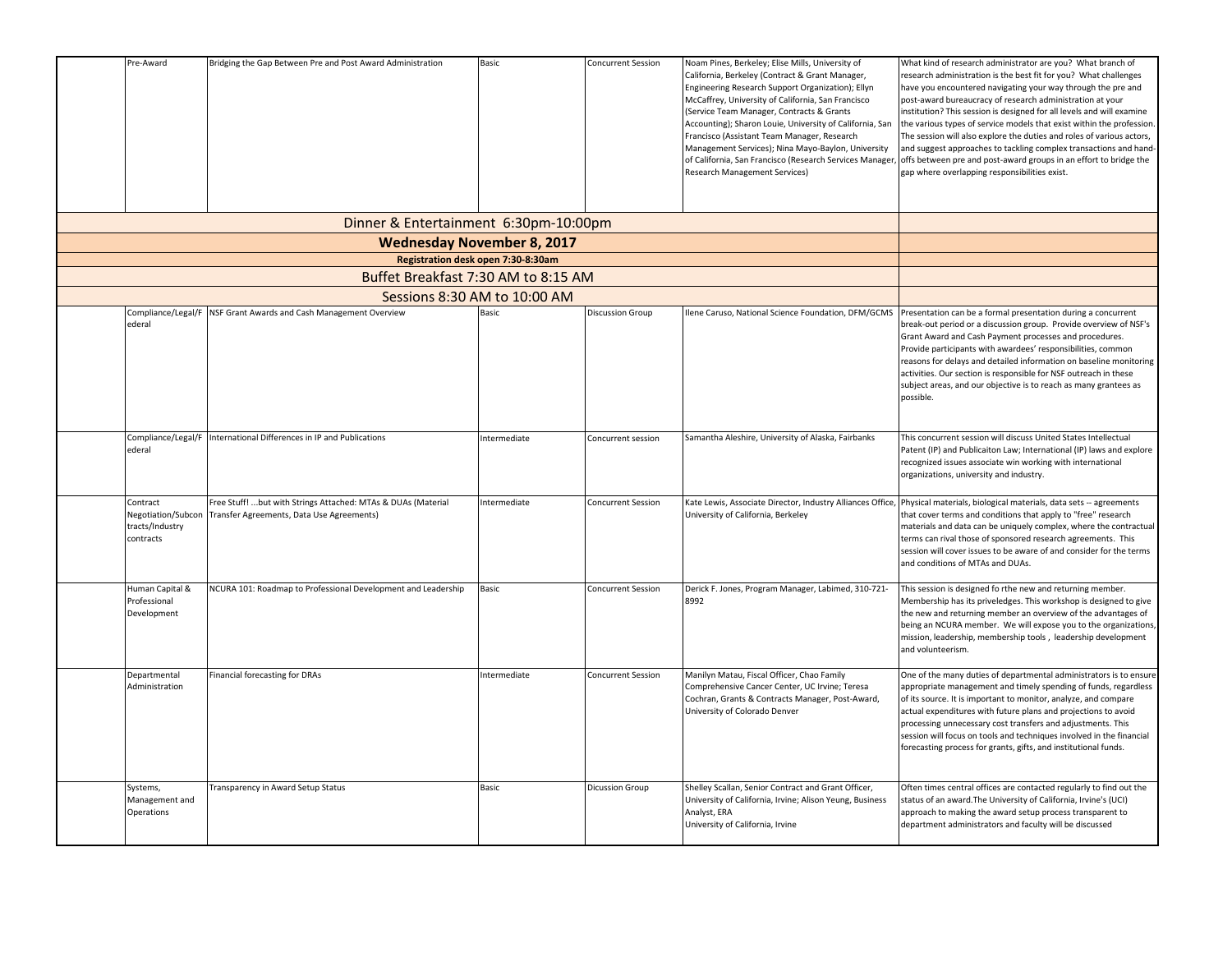| | Pre-Award | Bridging the Gap Between Pre and Post Award Administration | Basic | Concurrent Session | Noam Pines, Berkeley; Elise Mills, University of California, Berkeley (Contract & Grant Manager, Engineering Research Support Organization); Ellyn McCaffrey, University of California, San Francisco (Service Team Manager, Contracts & Grants Accounting); Sharon Louie, University of California, San Francisco (Assistant Team Manager, Research Management Services); Nina Mayo-Baylon, University of California, San Francisco (Research Services Manager, Research Management Services) | What kind of research administrator are you? What branch of research administration is the best fit for you? What challenges have you encountered navigating your way through the pre and post-award bureaucracy of research administration at your institution? This session is designed for all levels and will examine the various types of service models that exist within the profession. The session will also explore the duties and roles of various actors, and suggest approaches to tackling complex transactions and hand-offs between pre and post-award groups in an effort to bridge the gap where overlapping responsibilities exist. |
|---|---|---|---|---|---|---|
| Dinner & Entertainment 6:30pm-10:00pm | | | | | | |
| **Wednesday November 8, 2017** | | | | | | |
| **Registration desk open 7:30-8:30am** | | | | | | |
| Buffet Breakfast 7:30 AM to 8:15 AM | | | | | | |
| Sessions 8:30 AM to 10:00 AM | | | | | | |
| | Compliance/Legal/Federal | NSF Grant Awards and Cash Management Overview | Basic | Discussion Group | Ilene Caruso, National Science Foundation, DFM/GCMS | Presentation can be a formal presentation during a concurrent break-out period or a discussion group. Provide overview of NSF's Grant Award and Cash Payment processes and procedures. Provide participants with awardees' responsibilities, common reasons for delays and detailed information on baseline monitoring activities. Our section is responsible for NSF outreach in these subject areas, and our objective is to reach as many grantees as possible. |
| | Compliance/Legal/Federal | International Differences in IP and Publications | Intermediate | Concurrent session | Samantha Aleshire, University of Alaska, Fairbanks | This concurrent session will discuss United States Intellectual Patent (IP) and Publicaiton Law; International (IP) laws and explore recognized issues associate win working with international organizations, university and industry. |
| | Contract Negotiation/Subcontracts/Industry contracts | Free Stuff! ...but with Strings Attached: MTAs & DUAs (Material Transfer Agreements, Data Use Agreements) | Intermediate | Concurrent Session | Kate Lewis, Associate Director, Industry Alliances Office, University of California, Berkeley | Physical materials, biological materials, data sets -- agreements that cover terms and conditions that apply to "free" research materials and data can be uniquely complex, where the contractual terms can rival those of sponsored research agreements. This session will cover issues to be aware of and consider for the terms and conditions of MTAs and DUAs. |
| | Human Capital & Professional Development | NCURA 101: Roadmap to Professional Development and Leadership | Basic | Concurrent Session | Derick F. Jones, Program Manager, Labimed, 310-721-8992 | This session is designed fo rthe new and returning member. Membership has its priveledges. This workshop is designed to give the new and returning member an overview of the advantages of being an NCURA member. We will expose you to the organizations, mission, leadership, membership tools , leadership development and volunteerism. |
| | Departmental Administration | Financial forecasting for DRAs | Intermediate | Concurrent Session | Manilyn Matau, Fiscal Officer, Chao Family Comprehensive Cancer Center, UC Irvine; Teresa Cochran, Grants & Contracts Manager, Post-Award, University of Colorado Denver | One of the many duties of departmental administrators is to ensure appropriate management and timely spending of funds, regardless of its source. It is important to monitor, analyze, and compare actual expenditures with future plans and projections to avoid processing unnecessary cost transfers and adjustments. This session will focus on tools and techniques involved in the financial forecasting process for grants, gifts, and institutional funds. |
| | Systems, Management and Operations | Transparency in Award Setup Status | Basic | Dicussion Group | Shelley Scallan, Senior Contract and Grant Officer, University of California, Irvine; Alison Yeung, Business Analyst, ERA University of California, Irvine | Often times central offices are contacted regularly to find out the status of an award.The University of California, Irvine's (UCI) approach to making the award setup process transparent to department administrators and faculty will be discussed |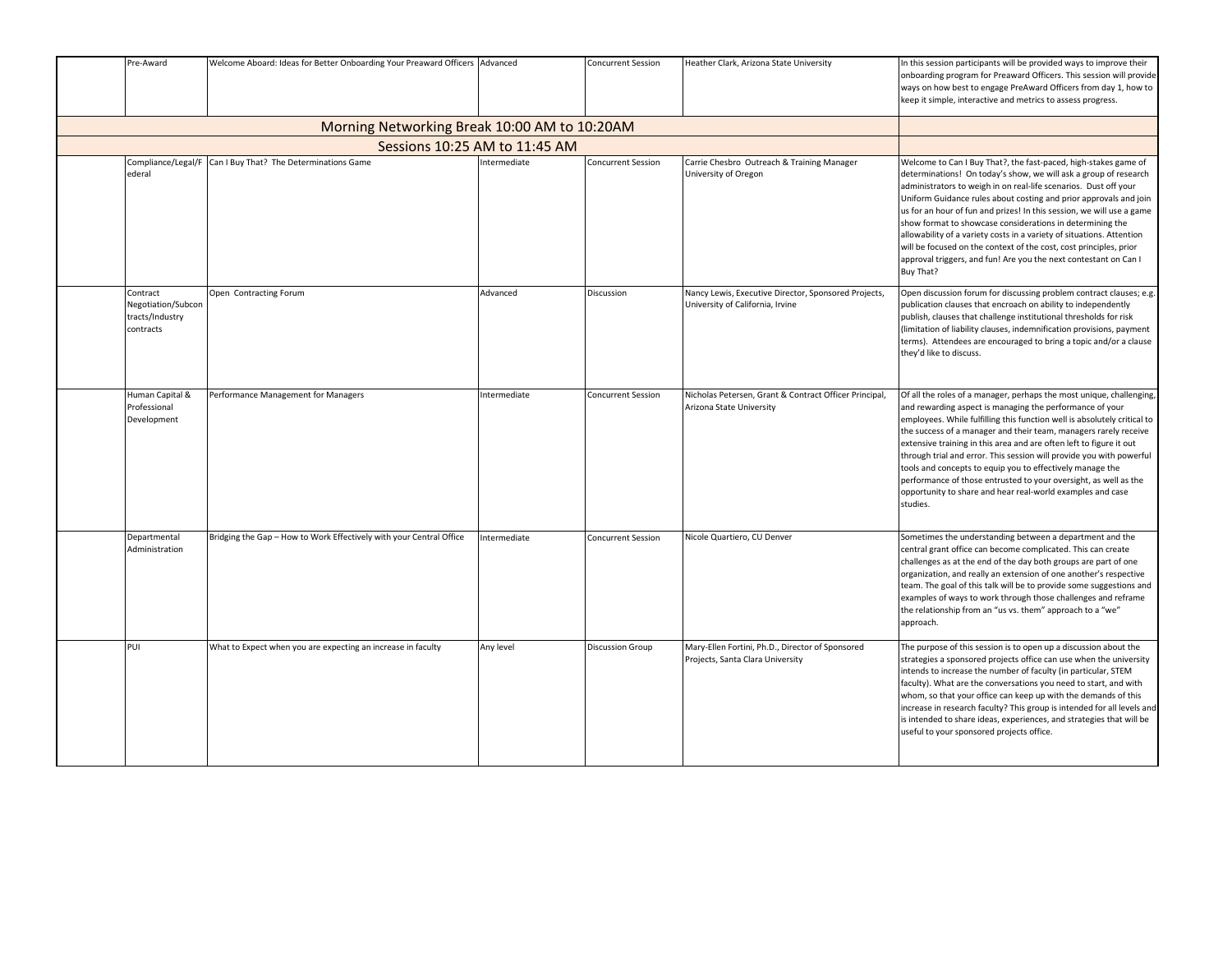| | | | | | | |
|---|---|---|---|---|---|---|
| | Pre-Award | Welcome Aboard: Ideas for Better Onboarding Your Preaward Officers | Advanced | Concurrent Session | Heather Clark, Arizona State University | In this session participants will be provided ways to improve their onboarding program for Preaward Officers. This session will provide ways on how best to engage PreAward Officers from day 1, how to keep it simple, interactive and metrics to assess progress. |
| Morning Networking Break 10:00 AM to 10:20AM | | | | | | |
| Sessions 10:25 AM to 11:45 AM | | | | | | |
| | Compliance/Legal/Federal | Can I Buy That? The Determinations Game | Intermediate | Concurrent Session | Carrie Chesbro Outreach & Training Manager University of Oregon | Welcome to Can I Buy That?, the fast-paced, high-stakes game of determinations! On today's show, we will ask a group of research administrators to weigh in on real-life scenarios. Dust off your Uniform Guidance rules about costing and prior approvals and join us for an hour of fun and prizes! In this session, we will use a game show format to showcase considerations in determining the allowability of a variety costs in a variety of situations. Attention will be focused on the context of the cost, cost principles, prior approval triggers, and fun! Are you the next contestant on Can I Buy That? |
| | Contract Negotiation/Subcontracts/Industry contracts | Open Contracting Forum | Advanced | Discussion | Nancy Lewis, Executive Director, Sponsored Projects, University of California, Irvine | Open discussion forum for discussing problem contract clauses; e.g. publication clauses that encroach on ability to independently publish, clauses that challenge institutional thresholds for risk (limitation of liability clauses, indemnification provisions, payment terms). Attendees are encouraged to bring a topic and/or a clause they'd like to discuss. |
| | Human Capital & Professional Development | Performance Management for Managers | Intermediate | Concurrent Session | Nicholas Petersen, Grant & Contract Officer Principal, Arizona State University | Of all the roles of a manager, perhaps the most unique, challenging, and rewarding aspect is managing the performance of your employees. While fulfilling this function well is absolutely critical to the success of a manager and their team, managers rarely receive extensive training in this area and are often left to figure it out through trial and error. This session will provide you with powerful tools and concepts to equip you to effectively manage the performance of those entrusted to your oversight, as well as the opportunity to share and hear real-world examples and case studies. |
| | Departmental Administration | Bridging the Gap – How to Work Effectively with your Central Office | Intermediate | Concurrent Session | Nicole Quartiero, CU Denver | Sometimes the understanding between a department and the central grant office can become complicated. This can create challenges as at the end of the day both groups are part of one organization, and really an extension of one another's respective team. The goal of this talk will be to provide some suggestions and examples of ways to work through those challenges and reframe the relationship from an "us vs. them" approach to a "we" approach. |
| | PUI | What to Expect when you are expecting an increase in faculty | Any level | Discussion Group | Mary-Ellen Fortini, Ph.D., Director of Sponsored Projects, Santa Clara University | The purpose of this session is to open up a discussion about the strategies a sponsored projects office can use when the university intends to increase the number of faculty (in particular, STEM faculty). What are the conversations you need to start, and with whom, so that your office can keep up with the demands of this increase in research faculty? This group is intended for all levels and is intended to share ideas, experiences, and strategies that will be useful to your sponsored projects office. |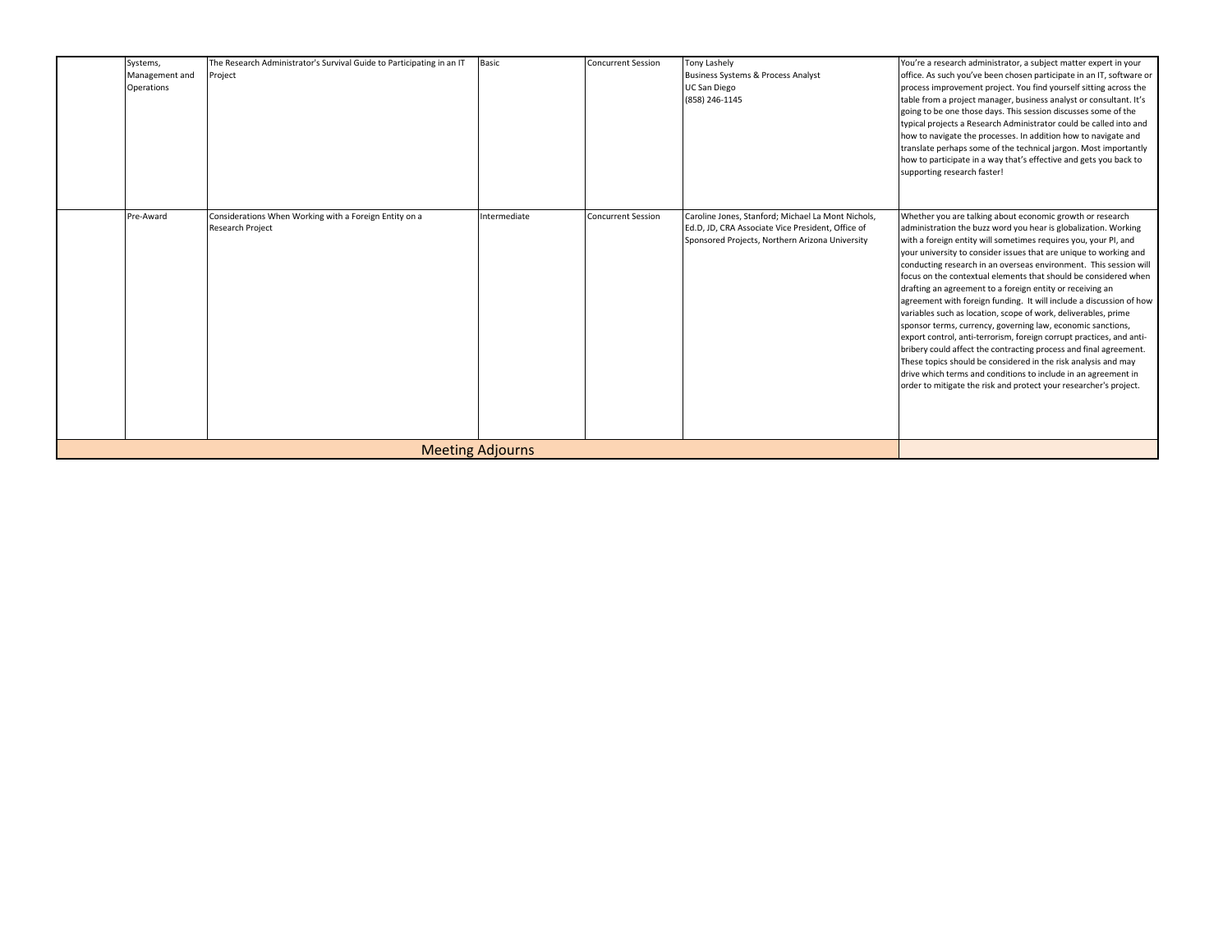| | | | | | | |
|---|---|---|---|---|---|---|
| | Systems, Management and Operations | The Research Administrator's Survival Guide to Participating in an IT Project | Basic | Concurrent Session | Tony Lashely<br>Business Systems & Process Analyst<br>UC San Diego<br>(858) 246-1145 | You're a research administrator, a subject matter expert in your office. As such you've been chosen participate in an IT, software or process improvement project. You find yourself sitting across the table from a project manager, business analyst or consultant. It's going to be one those days. This session discusses some of the typical projects a Research Administrator could be called into and how to navigate the processes. In addition how to navigate and translate perhaps some of the technical jargon. Most importantly how to participate in a way that's effective and gets you back to supporting research faster! |
| | Pre-Award | Considerations When Working with a Foreign Entity on a Research Project | Intermediate | Concurrent Session | Caroline Jones, Stanford; Michael La Mont Nichols, Ed.D, JD, CRA Associate Vice President, Office of Sponsored Projects, Northern Arizona University | Whether you are talking about economic growth or research administration the buzz word you hear is globalization. Working with a foreign entity will sometimes requires you, your PI, and your university to consider issues that are unique to working and conducting research in an overseas environment. This session will focus on the contextual elements that should be considered when drafting an agreement to a foreign entity or receiving an agreement with foreign funding. It will include a discussion of how variables such as location, scope of work, deliverables, prime sponsor terms, currency, governing law, economic sanctions, export control, anti-terrorism, foreign corrupt practices, and anti-bribery could affect the contracting process and final agreement. These topics should be considered in the risk analysis and may drive which terms and conditions to include in an agreement in order to mitigate the risk and protect your researcher's project. |
| Meeting Adjourns | | | | | | |